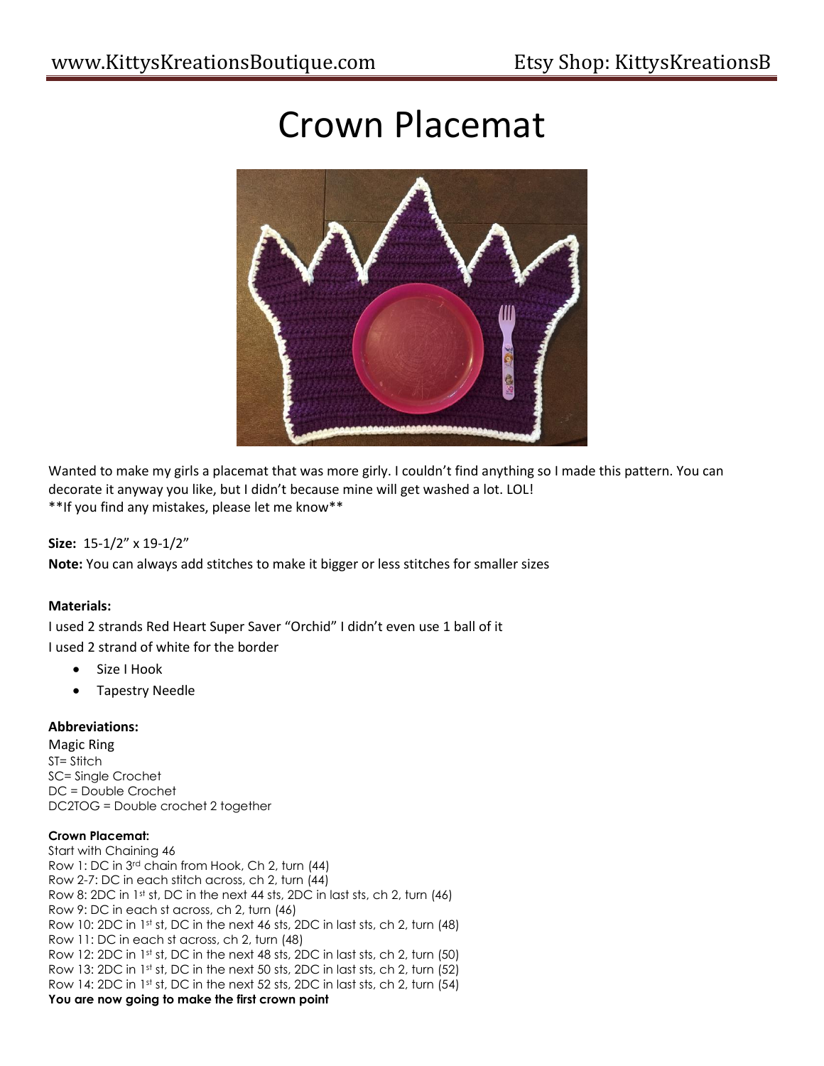# Crown Placemat

Wanted to make my girls a placemat that was more girly. I couldn't find anything so I made this pattern. You can decorate it anyway you like, but I didn't because mine will get washed a lot. LOL!
**If you find any mistakes, please let me know**

**Size:** 15-1/2" x 19-1/2"

**Note:** You can always add stitches to make it bigger or less stitches for smaller sizes

**Materials:**

I used 2 strands Red Heart Super Saver "Orchid" I didn't even use 1 ball of it

I used 2 strand of white for the border

- Size I Hook
- Tapestry Needle

**Abbreviations:**

Magic Ring
ST= Stitch
SC= Single Crochet
DC = Double Crochet
DC2TOG = Double crochet 2 together

**Crown Placemat:**

Start with Chaining 46
Row 1: DC in 3rd chain from Hook, Ch 2, turn (44)
Row 2-7: DC in each stitch across, ch 2, turn (44)
Row 8: 2DC in 1st st, DC in the next 44 sts, 2DC in last sts, ch 2, turn (46)
Row 9: DC in each st across, ch 2, turn (46)
Row 10: 2DC in 1st st, DC in the next 46 sts, 2DC in last sts, ch 2, turn (48)
Row 11: DC in each st across, ch 2, turn (48)
Row 12: 2DC in 1st st, DC in the next 48 sts, 2DC in last sts, ch 2, turn (50)
Row 13: 2DC in 1st st, DC in the next 50 sts, 2DC in last sts, ch 2, turn (52)
Row 14: 2DC in 1st st, DC in the next 52 sts, 2DC in last sts, ch 2, turn (54)

**You are now going to make the first crown point**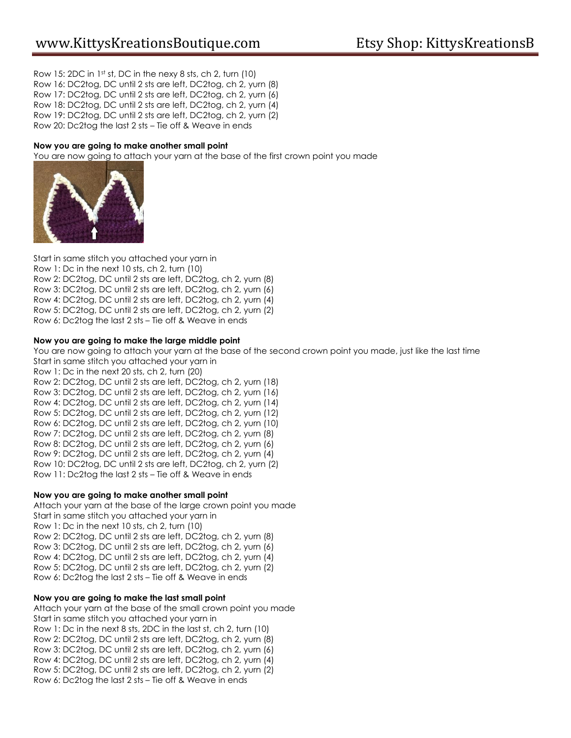Row 15: 2DC in 1st st, DC in the nexy 8 sts, ch 2, turn (10)
Row 16: DC2tog, DC until 2 sts are left, DC2tog, ch 2, yurn (8)
Row 17: DC2tog, DC until 2 sts are left, DC2tog, ch 2, yurn (6)
Row 18: DC2tog, DC until 2 sts are left, DC2tog, ch 2, yurn (4)
Row 19: DC2tog, DC until 2 sts are left, DC2tog, ch 2, yurn (2)
Row 20: Dc2tog the last 2 sts – Tie off & Weave in ends

**Now you are going to make another small point**
You are now going to attach your yarn at the base of the first crown point you made

Start in same stitch you attached your yarn in
Row 1: Dc in the next 10 sts, ch 2, turn (10)
Row 2: DC2tog, DC until 2 sts are left, DC2tog, ch 2, yurn (8)
Row 3: DC2tog, DC until 2 sts are left, DC2tog, ch 2, yurn (6)
Row 4: DC2tog, DC until 2 sts are left, DC2tog, ch 2, yurn (4)
Row 5: DC2tog, DC until 2 sts are left, DC2tog, ch 2, yurn (2)
Row 6: Dc2tog the last 2 sts – Tie off & Weave in ends

**Now you are going to make the large middle point**
You are now going to attach your yarn at the base of the second crown point you made, just like the last time
Start in same stitch you attached your yarn in
Row 1: Dc in the next 20 sts, ch 2, turn (20)
Row 2: DC2tog, DC until 2 sts are left, DC2tog, ch 2, yurn (18)
Row 3: DC2tog, DC until 2 sts are left, DC2tog, ch 2, yurn (16)
Row 4: DC2tog, DC until 2 sts are left, DC2tog, ch 2, yurn (14)
Row 5: DC2tog, DC until 2 sts are left, DC2tog, ch 2, yurn (12)
Row 6: DC2tog, DC until 2 sts are left, DC2tog, ch 2, yurn (10)
Row 7: DC2tog, DC until 2 sts are left, DC2tog, ch 2, yurn (8)
Row 8: DC2tog, DC until 2 sts are left, DC2tog, ch 2, yurn (6)
Row 9: DC2tog, DC until 2 sts are left, DC2tog, ch 2, yurn (4)
Row 10: DC2tog, DC until 2 sts are left, DC2tog, ch 2, yurn (2)
Row 11: Dc2tog the last 2 sts – Tie off & Weave in ends

**Now you are going to make another small point**
Attach your yarn at the base of the large crown point you made
Start in same stitch you attached your yarn in
Row 1: Dc in the next 10 sts, ch 2, turn (10)
Row 2: DC2tog, DC until 2 sts are left, DC2tog, ch 2, yurn (8)
Row 3: DC2tog, DC until 2 sts are left, DC2tog, ch 2, yurn (6)
Row 4: DC2tog, DC until 2 sts are left, DC2tog, ch 2, yurn (4)
Row 5: DC2tog, DC until 2 sts are left, DC2tog, ch 2, yurn (2)
Row 6: Dc2tog the last 2 sts – Tie off & Weave in ends

**Now you are going to make the last small point**
Attach your yarn at the base of the small crown point you made
Start in same stitch you attached your yarn in
Row 1: Dc in the next 8 sts, 2DC in the last st, ch 2, turn (10)
Row 2: DC2tog, DC until 2 sts are left, DC2tog, ch 2, yurn (8)
Row 3: DC2tog, DC until 2 sts are left, DC2tog, ch 2, yurn (6)
Row 4: DC2tog, DC until 2 sts are left, DC2tog, ch 2, yurn (4)
Row 5: DC2tog, DC until 2 sts are left, DC2tog, ch 2, yurn (2)
Row 6: Dc2tog the last 2 sts – Tie off & Weave in ends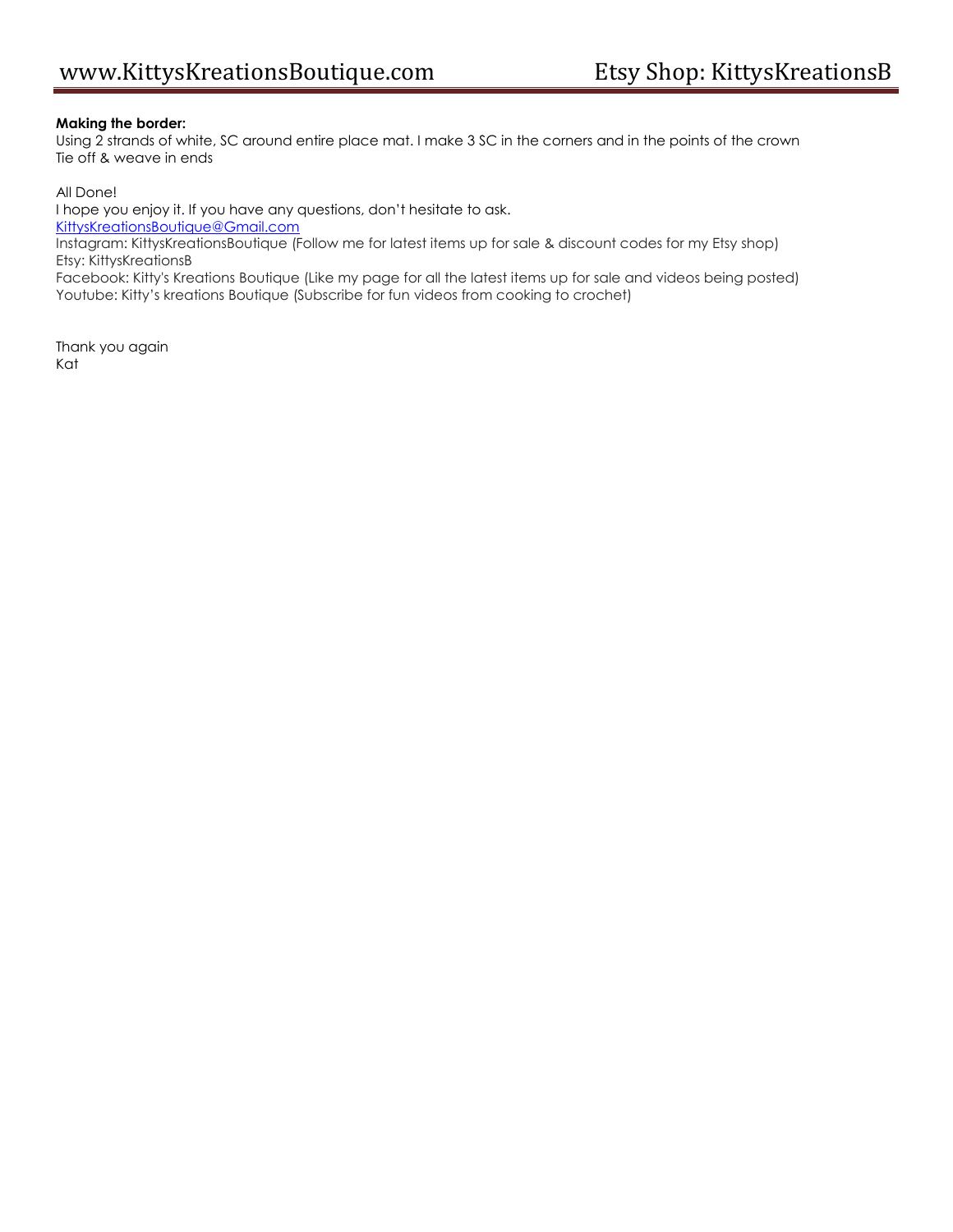**Making the border:**
Using 2 strands of white, SC around entire place mat. I make 3 SC in the corners and in the points of the crown
Tie off & weave in ends

All Done!
I hope you enjoy it. If you have any questions, don't hesitate to ask.
KittysKreationsBoutique@Gmail.com
Instagram: KittysKreationsBoutique (Follow me for latest items up for sale & discount codes for my Etsy shop)
Etsy: KittysKreationsB
Facebook: Kitty's Kreations Boutique (Like my page for all the latest items up for sale and videos being posted)
Youtube: Kitty's kreations Boutique (Subscribe for fun videos from cooking to crochet)

Thank you again
Kat